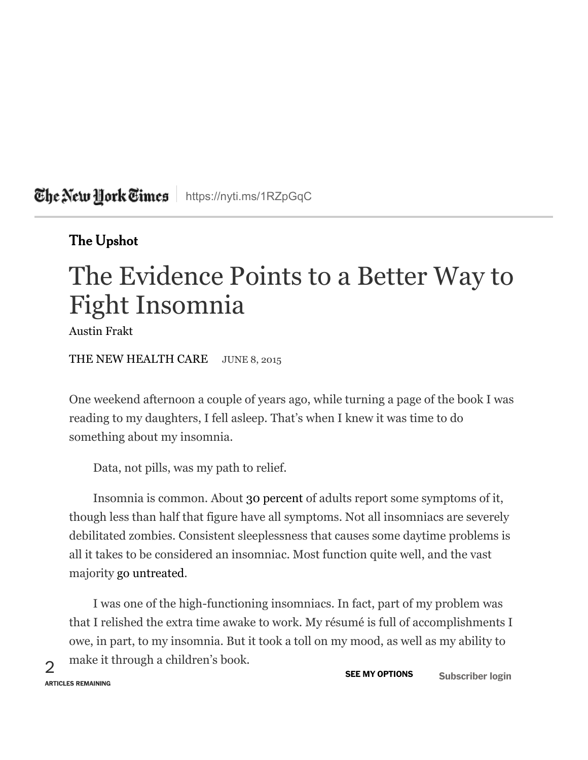The New York Times | https://nyti.ms/1RZpGqC

**The Upshot**

# The Evidence Points to a Better Way to Fight Insomnia

Austin Frakt

THE NEW HEALTH CARE JUNE 8, 2015

One weekend afternoon a couple of years ago, while turning a page of the book I was reading to my daughters, I fell asleep. That's when I knew it was time to do something about my insomnia.

Data, not pills, was my path to relief.

Insomnia is common. About 30 percent of adults report some symptoms of it, though less than half that figure have all symptoms. Not all insomniacs are severely debilitated zombies. Consistent sleeplessness that causes some daytime problems is all it takes to be considered an insomniac. Most function quite well, and the vast majority go untreated.

I was one of the high-functioning insomniacs. In fact, part of my problem was that I relished the extra time awake to work. My résumé is full of accomplishments I owe, in part, to my insomnia. But it took a toll on my mood, as well as my ability to make it through a children's book.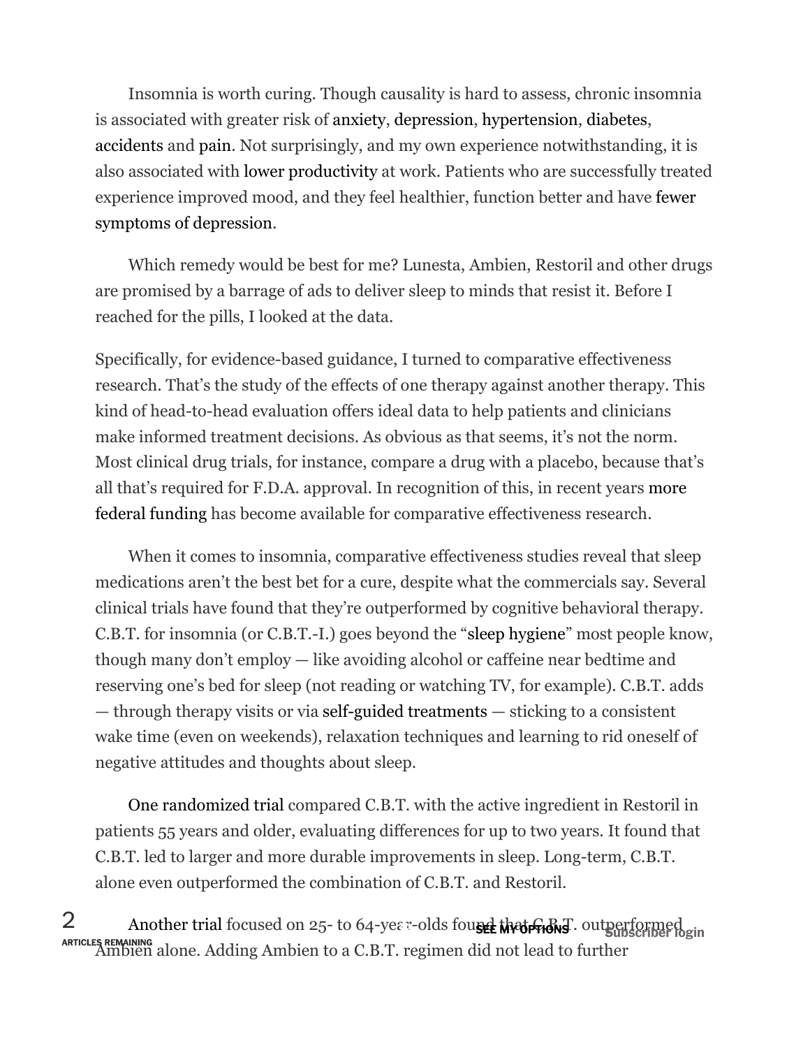Insomnia is worth curing. Though causality is hard to assess, chronic insomnia is associated with greater risk of anxiety, depression, hypertension, diabetes, accidents and pain. Not surprisingly, and my own experience notwithstanding, it is also associated with lower productivity at work. Patients who are successfully treated experience improved mood, and they feel healthier, function better and have fewer symptoms of depression.

Which remedy would be best for me? Lunesta, Ambien, Restoril and other drugs are promised by a barrage of ads to deliver sleep to minds that resist it. Before I reached for the pills, I looked at the data.

Specifically, for evidence-based guidance, I turned to comparative effectiveness research. That's the study of the effects of one therapy against another therapy. This kind of head-to-head evaluation offers ideal data to help patients and clinicians make informed treatment decisions. As obvious as that seems, it's not the norm. Most clinical drug trials, for instance, compare a drug with a placebo, because that's all that's required for F.D.A. approval. In recognition of this, in recent years more federal funding has become available for comparative effectiveness research.

When it comes to insomnia, comparative effectiveness studies reveal that sleep medications aren't the best bet for a cure, despite what the commercials say. Several clinical trials have found that they're outperformed by cognitive behavioral therapy. C.B.T. for insomnia (or C.B.T.-I.) goes beyond the "sleep hygiene" most people know, though many don't employ — like avoiding alcohol or caffeine near bedtime and reserving one's bed for sleep (not reading or watching TV, for example). C.B.T. adds — through therapy visits or via self-guided treatments — sticking to a consistent wake time (even on weekends), relaxation techniques and learning to rid oneself of negative attitudes and thoughts about sleep.

One randomized trial compared C.B.T. with the active ingredient in Restoril in patients 55 years and older, evaluating differences for up to two years. It found that C.B.T. led to larger and more durable improvements in sleep. Long-term, C.B.T. alone even outperformed the combination of C.B.T. and Restoril.

Another trial focused on 25- to 64-year-olds found that C.B.T. outperformed Ambien alone. Adding Ambien to a C.B.T. regimen did not lead to further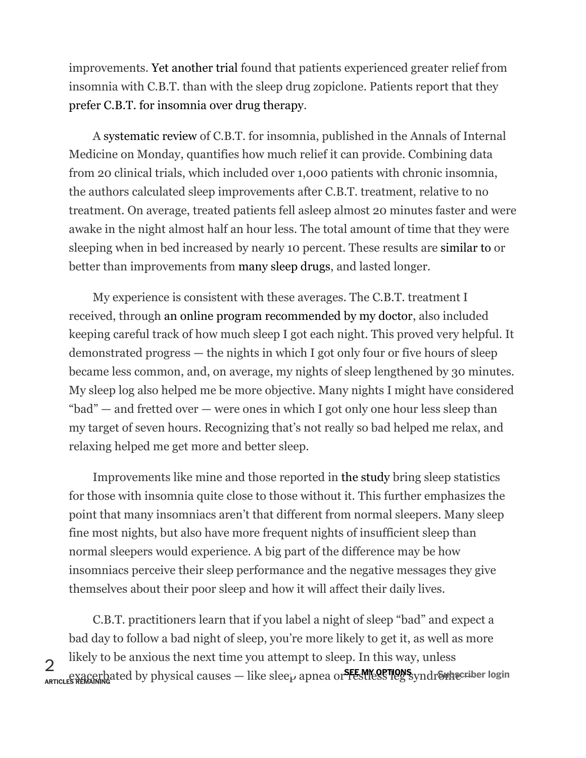improvements. Yet another trial found that patients experienced greater relief from insomnia with C.B.T. than with the sleep drug zopiclone. Patients report that they prefer C.B.T. for insomnia over drug therapy.

A systematic review of C.B.T. for insomnia, published in the Annals of Internal Medicine on Monday, quantifies how much relief it can provide. Combining data from 20 clinical trials, which included over 1,000 patients with chronic insomnia, the authors calculated sleep improvements after C.B.T. treatment, relative to no treatment. On average, treated patients fell asleep almost 20 minutes faster and were awake in the night almost half an hour less. The total amount of time that they were sleeping when in bed increased by nearly 10 percent. These results are similar to or better than improvements from many sleep drugs, and lasted longer.

My experience is consistent with these averages. The C.B.T. treatment I received, through an online program recommended by my doctor, also included keeping careful track of how much sleep I got each night. This proved very helpful. It demonstrated progress — the nights in which I got only four or five hours of sleep became less common, and, on average, my nights of sleep lengthened by 30 minutes. My sleep log also helped me be more objective. Many nights I might have considered "bad" — and fretted over — were ones in which I got only one hour less sleep than my target of seven hours. Recognizing that's not really so bad helped me relax, and relaxing helped me get more and better sleep.

Improvements like mine and those reported in the study bring sleep statistics for those with insomnia quite close to those without it. This further emphasizes the point that many insomniacs aren't that different from normal sleepers. Many sleep fine most nights, but also have more frequent nights of insufficient sleep than normal sleepers would experience. A big part of the difference may be how insomniacs perceive their sleep performance and the negative messages they give themselves about their poor sleep and how it will affect their daily lives.

C.B.T. practitioners learn that if you label a night of sleep "bad" and expect a bad day to follow a bad night of sleep, you're more likely to get it, as well as more likely to be anxious the next time you attempt to sleep. In this way, unless exacerbated by physical causes — like sleep apnea or restless leg syndrome —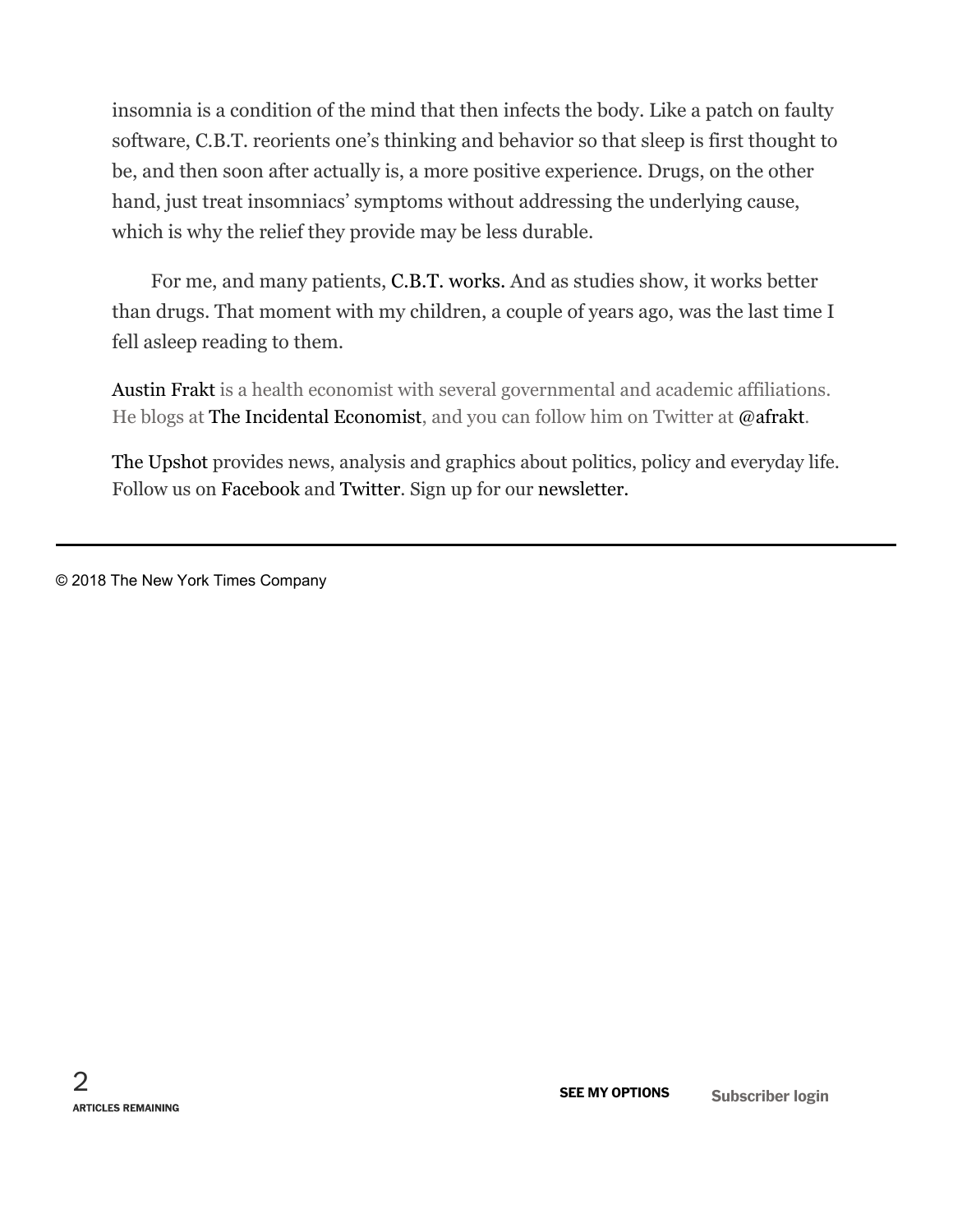insomnia is a condition of the mind that then infects the body. Like a patch on faulty software, C.B.T. reorients one's thinking and behavior so that sleep is first thought to be, and then soon after actually is, a more positive experience. Drugs, on the other hand, just treat insomniacs' symptoms without addressing the underlying cause, which is why the relief they provide may be less durable.

For me, and many patients, C.B.T. works. And as studies show, it works better than drugs. That moment with my children, a couple of years ago, was the last time I fell asleep reading to them.

Austin Frakt is a health economist with several governmental and academic affiliations. He blogs at The Incidental Economist, and you can follow him on Twitter at @afrakt.

The Upshot provides news, analysis and graphics about politics, policy and everyday life. Follow us on Facebook and Twitter. Sign up for our newsletter.

---

© 2018 The New York Times Company